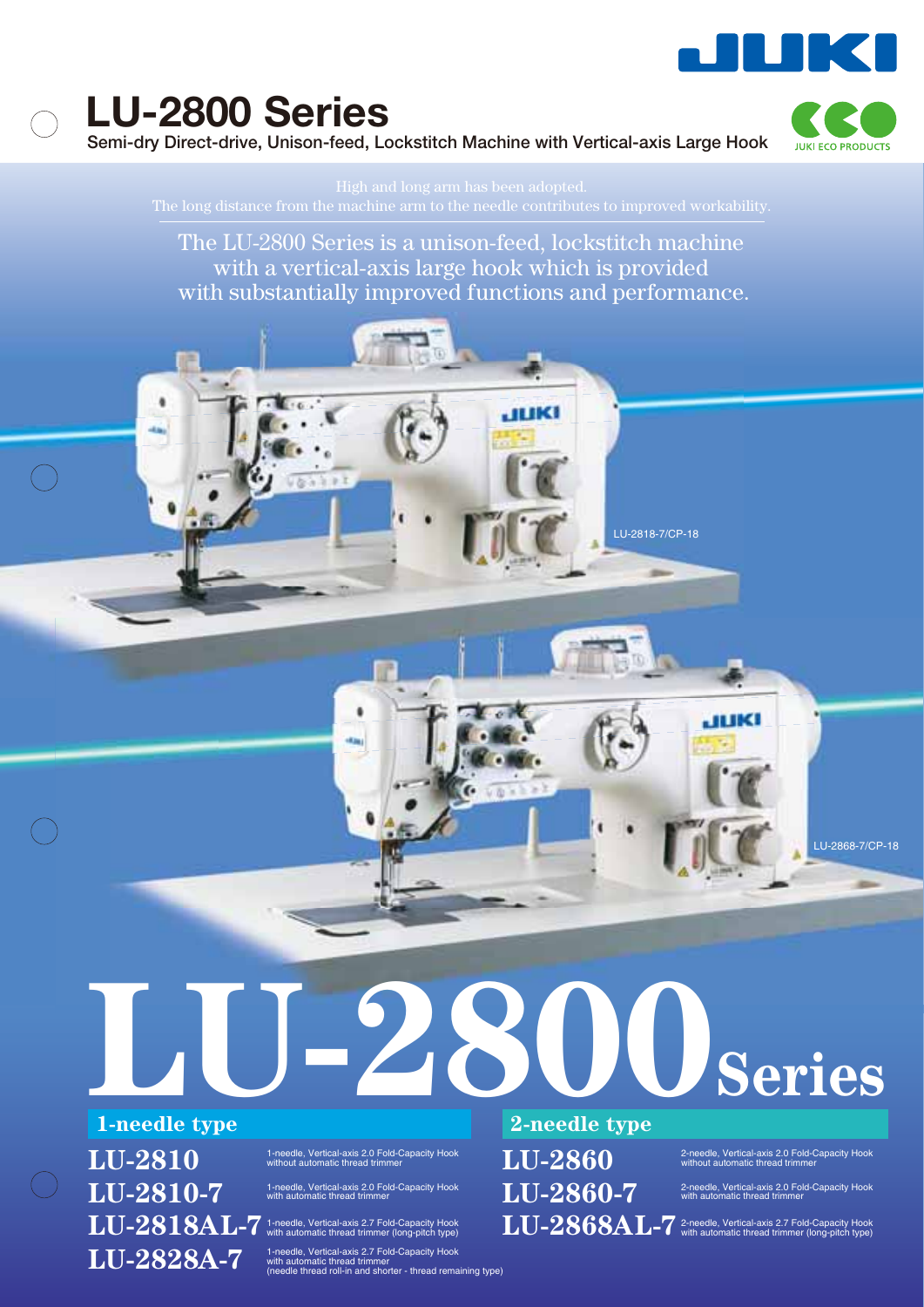# LU-2800 Series

Semi-dry Direct-drive, Unison-feed, Lockstitch Machine with Vertical-axis Large Hook

JUKI ECO PRODUCTS

High and long arm has been adopted.
The long distance from the machine arm to the needle contributes to improved workability.

The LU-2800 Series is a unison-feed, lockstitch machine with a vertical-axis large hook which is provided with substantially improved functions and performance.

LU-2818-7/CP-18

LU-2868-7/CP-18

# LU-2800 Series

## 1-needle type

**LU-2810** — 1-needle, Vertical-axis 2.0 Fold-Capacity Hook without automatic thread trimmer

**LU-2810-7** — 1-needle, Vertical-axis 2.0 Fold-Capacity Hook with automatic thread trimmer

**LU-2818AL-7** — 1-needle, Vertical-axis 2.7 Fold-Capacity Hook with automatic thread trimmer (long-pitch type)

**LU-2828A-7** — 1-needle, Vertical-axis 2.7 Fold-Capacity Hook with automatic thread trimmer (needle thread roll-in and shorter - thread remaining type)

## 2-needle type

**LU-2860** — 2-needle, Vertical-axis 2.0 Fold-Capacity Hook without automatic thread trimmer

**LU-2860-7** — 2-needle, Vertical-axis 2.0 Fold-Capacity Hook with automatic thread trimmer

**LU-2868AL-7** — 2-needle, Vertical-axis 2.7 Fold-Capacity Hook with automatic thread trimmer (long-pitch type)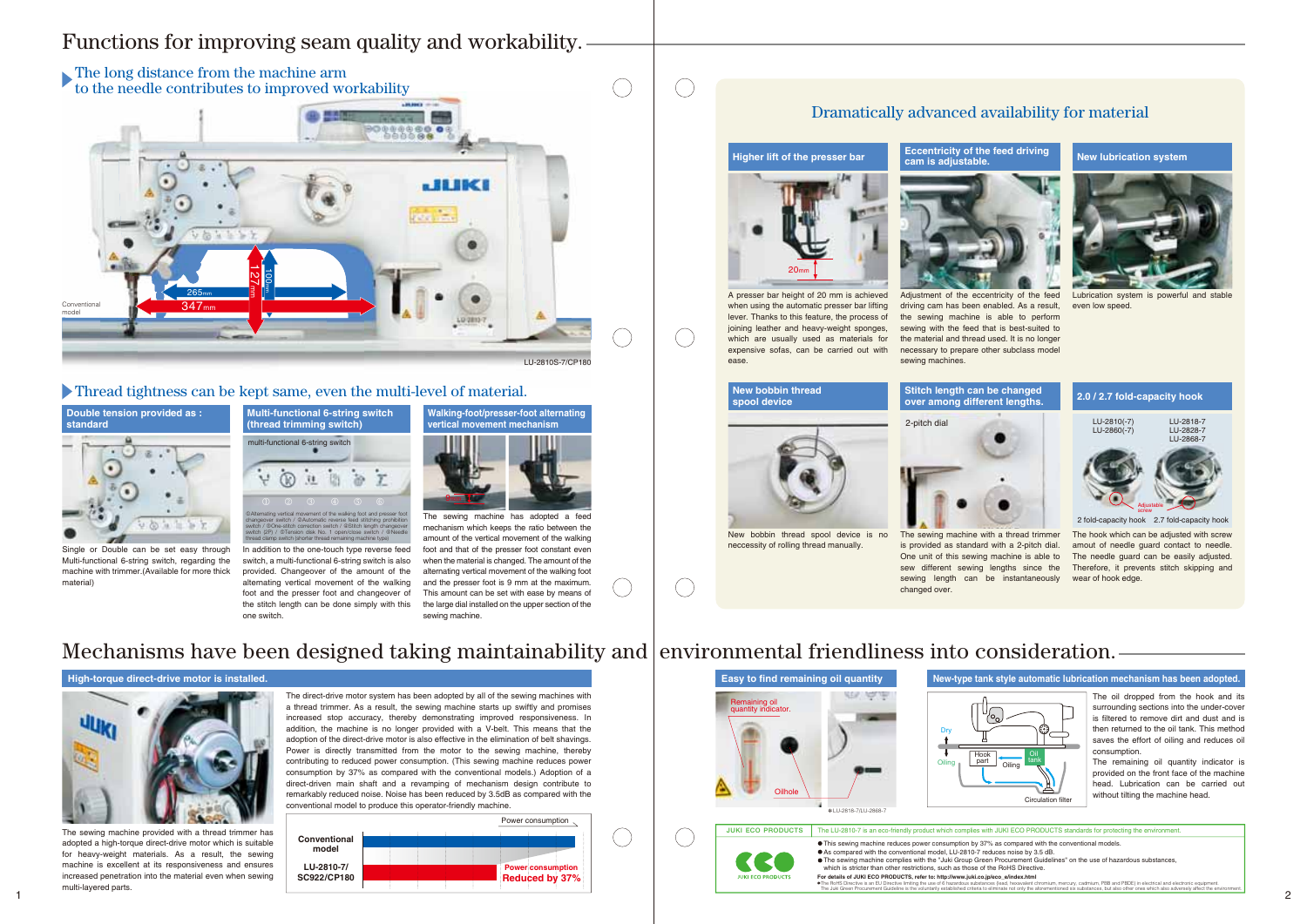# Functions for improving seam quality and workability.

## The long distance from the machine arm to the needle contributes to improved workability

Conventional model

265mm

347mm

127mm

100mm

LU-2810S-7/CP180

## Thread tightness can be kept same, even the multi-level of material.

### Double tension provided as : standard

Single or Double can be set easy through Multi-functional 6-string switch, regarding the machine with trimmer.(Available for more thick material)

### Multi-functional 6-string switch (thread trimming switch)

multi-functional 6-string switch

①Alternating vertical movement of the walking foot and presser foot changeover switch / ②Automatic reverse feed stitching prohibition switch / ③One-stitch correction switch / ④Stitch length changeover switch (2P) / ⑤Tension disk No. 1 open/close switch / ⑥Needle thread clamp switch (shorter thread remaining machine type)

In addition to the one-touch type reverse feed switch, a multi-functional 6-string switch is also provided. Changeover of the amount of the alternating vertical movement of the walking foot and the presser foot and changeover of the stitch length can be done simply with this one switch.

### Walking-foot/presser-foot alternating vertical movement mechanism

9mm

The sewing machine has adopted a feed mechanism which keeps the ratio between the amount of the vertical movement of the walking foot and of the presser foot constant even when the material is changed. The amount of the alternating vertical movement of the walking foot and the presser foot is 9 mm at the maximum. This amount can be set with ease by means of the large dial installed on the upper section of the sewing machine.

## Dramatically advanced availability for material

### Higher lift of the presser bar

20mm

A presser bar height of 20 mm is achieved when using the automatic presser bar lifting lever. Thanks to this feature, the process of joining leather and heavy-weight sponges, which are usually used as materials for expensive sofas, can be carried out with ease.

### Eccentricity of the feed driving cam is adjustable.

Adjustment of the eccentricity of the feed driving cam has been enabled. As a result, the sewing machine is able to perform sewing with the feed that is best-suited to the material and thread used. It is no longer necessary to prepare other subclass model sewing machines.

### New lubrication system

Lubrication system is powerful and stable even low speed.

### New bobbin thread spool device

New bobbin thread spool device is no neccessity of rolling thread manually.

### Stitch length can be changed over among different lengths.

2-pitch dial

The sewing machine with a thread trimmer is provided as standard with a 2-pitch dial. One unit of this sewing machine is able to sew different sewing lengths since the sewing length can be instantaneously changed over.

### 2.0 / 2.7 fold-capacity hook

LU-2810(-7)
LU-2860(-7)

LU-2818-7
LU-2828-7
LU-2868-7

Adjustable screw

2 fold-capacity hook　2.7 fold-capacity hook

The hook which can be adjusted with screw amount of needle guard contact to needle. The needle guard can be easily adjusted. Therefore, it prevents stitch skipping and wear of hook edge.

# Mechanisms have been designed taking maintainability and environmental friendliness into consideration.

### High-torque direct-drive motor is installed.

The direct-drive motor system has been adopted by all of the sewing machines with a thread trimmer. As a result, the sewing machine starts up swiftly and promises increased stop accuracy, thereby demonstrating improved responsiveness. In addition, the machine is no longer provided with a V-belt. This means that the adoption of the direct-drive motor is also effective in the elimination of belt shavings. Power is directly transmitted from the motor to the sewing machine, thereby contributing to reduced power consumption. (This sewing machine reduces power consumption by 37% as compared with the conventional models.) Adoption of a direct-driven main shaft and a revamping of mechanism design contribute to remarkably reduced noise. Noise has been reduced by 3.5dB as compared with the conventional model to produce this operator-friendly machine.

The sewing machine provided with a thread trimmer has adopted a high-torque direct-drive motor which is suitable for heavy-weight materials. As a result, the sewing machine is excellent at its responsiveness and ensures increased penetration into the material even when sewing multi-layered parts.

Power consumption

Conventional model

LU-2810-7/ SC922/CP180 — Power consumption Reduced by 37%

### Easy to find remaining oil quantity

Remaining oil quantity indicator.

Oilhole

※LU-2818-7/LU-2868-7

### New-type tank style automatic lubrication mechanism has been adopted.

Dry / Oiling / Hook part / Oiling / Oil tank / Circulation filter

The oil dropped from the hook and its surrounding sections into the under-cover is filtered to remove dirt and dust and is then returned to the oil tank. This method saves the effort of oiling and reduces oil consumption.

The remaining oil quantity indicator is provided on the front face of the machine head. Lubrication can be carried out without tilting the machine head.

JUKI ECO PRODUCTS

The LU-2810-7 is an eco-friendly product which complies with JUKI ECO PRODUCTS standards for protecting the environment.

- This sewing machine reduces power consumption by 37% as compared with the conventional models.
- As compared with the conventional model, LU-2810-7 reduces noise by 3.5 dB.
- The sewing machine complies with the "Juki Group Green Procurement Guidelines" on the use of hazardous substances, which is stricter than other restrictions, such as those of the RoHS Directive.

For details of JUKI ECO PRODUCTS, refer to: http://www.juki.co.jp/eco_e/index.html

※The RoHS Directive is an EU Directive limiting the use of 6 hazardous substances (lead, hexavalent chromium, mercury, cadmium, PBB and PBDE) in electrical and electronic equipment. The Juki Green Procurement Guideline is the voluntarily established criteria to eliminate not only the aforementioned six substances, but also other ones which also adversely affect the environment.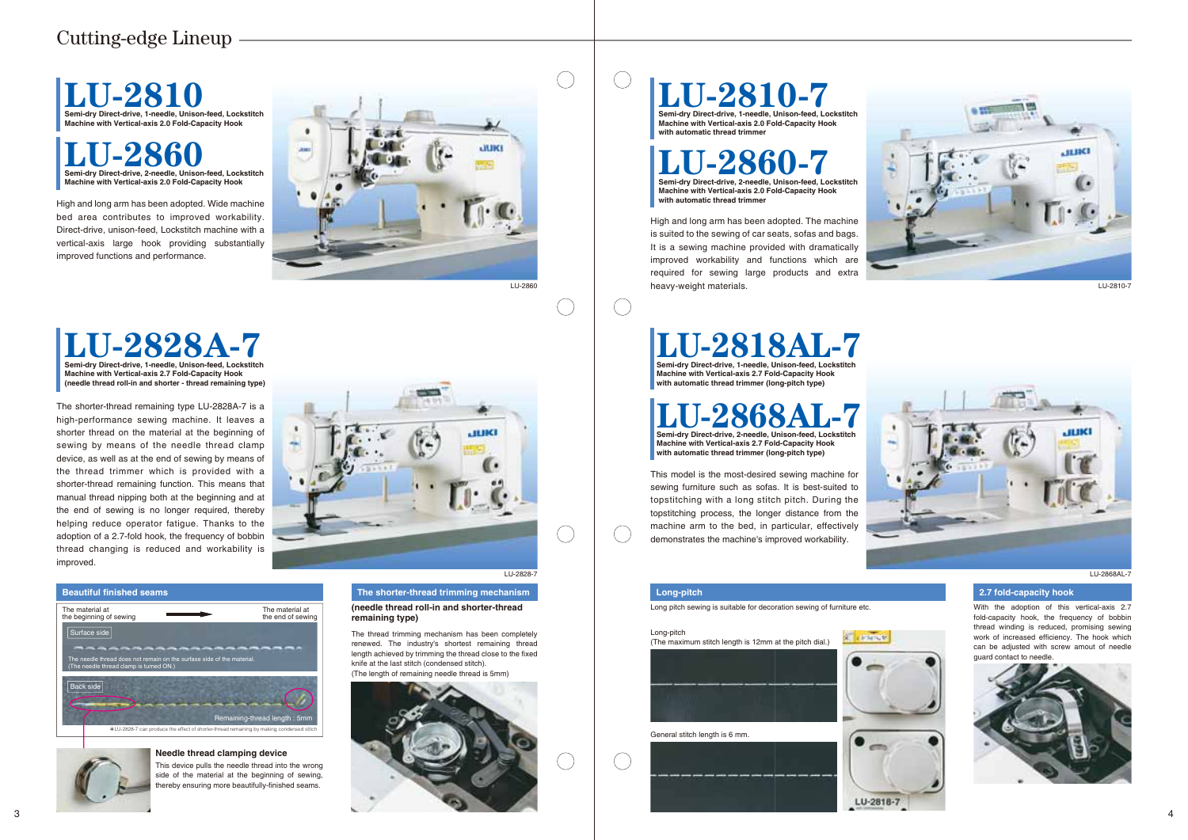# Cutting-edge Lineup

## LU-2810

**Semi-dry Direct-drive, 1-needle, Unison-feed, Lockstitch Machine with Vertical-axis 2.0 Fold-Capacity Hook**

## LU-2860

**Semi-dry Direct-drive, 2-needle, Unison-feed, Lockstitch Machine with Vertical-axis 2.0 Fold-Capacity Hook**

High and long arm has been adopted. Wide machine bed area contributes to improved workability. Direct-drive, unison-feed, Lockstitch machine with a vertical-axis large hook providing substantially improved functions and performance.

LU-2860

## LU-2828A-7

**Semi-dry Direct-drive, 1-needle, Unison-feed, Lockstitch Machine with Vertical-axis 2.7 Fold-Capacity Hook (needle thread roll-in and shorter - thread remaining type)**

The shorter-thread remaining type LU-2828A-7 is a high-performance sewing machine. It leaves a shorter thread on the material at the beginning of sewing by means of the needle thread clamp device, as well as at the end of sewing by means of the thread trimmer which is provided with a shorter-thread remaining function. This means that manual thread nipping both at the beginning and at the end of sewing is no longer required, thereby helping reduce operator fatigue. Thanks to the adoption of a 2.7-fold hook, the frequency of bobbin thread changing is reduced and workability is improved.

LU-2828-7

### Beautiful finished seams

The material at the beginning of sewing → The material at the end of sewing

Surface side

The needle thread does not remain on the surface side of the material. (The needle thread clamp is turned ON.)

Back side

Remaining-thread length : 5mm

※LU-2828-7 can produce the effect of shorter-thread remaining by making condensed stitch.

**Needle thread clamping device**

This device pulls the needle thread into the wrong side of the material at the beginning of sewing, thereby ensuring more beautifully-finished seams.

### The shorter-thread trimming mechanism

**(needle thread roll-in and shorter-thread remaining type)**

The thread trimming mechanism has been completely renewed. The industry's shortest remaining thread length achieved by trimming the thread close to the fixed knife at the last stitch (condensed stitch). (The length of remaining needle thread is 5mm)

## LU-2810-7

**Semi-dry Direct-drive, 1-needle, Unison-feed, Lockstitch Machine with Vertical-axis 2.0 Fold-Capacity Hook with automatic thread trimmer**

## LU-2860-7

**Semi-dry Direct-drive, 2-needle, Unison-feed, Lockstitch Machine with Vertical-axis 2.0 Fold-Capacity Hook with automatic thread trimmer**

High and long arm has been adopted. The machine is suited to the sewing of car seats, sofas and bags. It is a sewing machine provided with dramatically improved workability and functions which are required for sewing large products and extra heavy-weight materials.

LU-2810-7

## LU-2818AL-7

**Semi-dry Direct-drive, 1-needle, Unison-feed, Lockstitch Machine with Vertical-axis 2.7 Fold-Capacity Hook with automatic thread trimmer (long-pitch type)**

## LU-2868AL-7

**Semi-dry Direct-drive, 2-needle, Unison-feed, Lockstitch Machine with Vertical-axis 2.7 Fold-Capacity Hook with automatic thread trimmer (long-pitch type)**

This model is the most-desired sewing machine for sewing furniture such as sofas. It is best-suited to topstitching with a long stitch pitch. During the topstitching process, the longer distance from the machine arm to the bed, in particular, effectively demonstrates the machine's improved workability.

LU-2868AL-7

### Long-pitch

Long pitch sewing is suitable for decoration sewing of furniture etc.

Long-pitch
(The maximum stitch length is 12mm at the pitch dial.)

General stitch length is 6 mm.

LU-2818-7

### 2.7 fold-capacity hook

With the adoption of this vertical-axis 2.7 fold-capacity hook, the frequency of bobbin thread winding is reduced, promising sewing work of increased efficiency. The hook which can be adjusted with screw amount of needle guard contact to needle.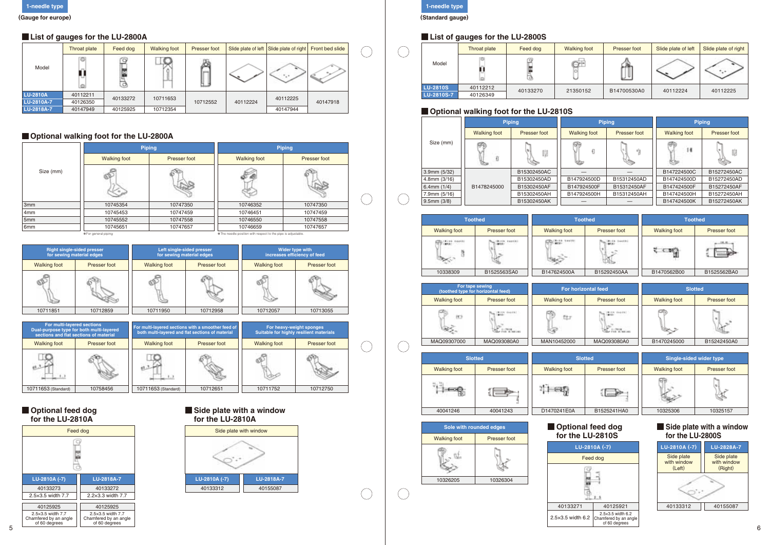1-needle type

(Gauge for europe)

## List of gauges for the LU-2800A

| Model | Throat plate | Feed dog | Walking foot | Presser foot | Slide plate of left | Slide plate of right | Front bed slide |
|---|---|---|---|---|---|---|---|
| LU-2810A | 40112211 | 40133272 | 10711653 | 10712552 | 40112224 | 40112225 | 40147918 |
| LU-2810A-7 | 40126350 | | | | | | |
| LU-2818A-7 | 40147949 | 40125925 | 10712354 | | | 40147944 | |

## Optional walking foot for the LU-2800A

| Size (mm) | Piping | | Piping | |
|---|---|---|---|---|
| | Walking foot | Presser foot | Walking foot | Presser foot |
| 3mm | 10745354 | 10747350 | 10746352 | 10747350 |
| 4mm | 10745453 | 10747459 | 10746451 | 10747459 |
| 5mm | 10745552 | 10747558 | 10746550 | 10747558 |
| 6mm | 10745651 | 10747657 | 10746659 | 10747657 |

※For general piping ※The needle position with respect to the pipe is adjustable.

| Right single-sided presser for sewing material edges | | Left single-sided presser for sewing material edges | | Wider type with increases efficiency of feed | |
|---|---|---|---|---|---|
| Walking foot | Presser foot | Walking foot | Presser foot | Walking foot | Presser foot |
| 10711851 | 10712859 | 10711950 | 10712958 | 10712057 | 10713055 |

| For multi-layered sections Dual-purpose type for both multi-layered sections and flat sections of material | | For multi-layered sections with a smoother feed of both multi-layered and flat sections of material | | For heavy-weight sponges Suitable for highly resilient materials | |
|---|---|---|---|---|---|
| Walking foot | Presser foot | Walking foot | Presser foot | Walking foot | Presser foot |
| 10711653 (Standard) | 10758456 | 10711653 (Standard) | 10712651 | 10711752 | 10712750 |

## Optional feed dog for the LU-2810A

| Feed dog | |
|---|---|
| LU-2810A (-7) | LU-2818A-7 |
| 40133273 | 40133272 |
| 2.5×3.5 width 7.7 | 2.2×3.3 width 7.7 |
| 40125925 | 40125925 |
| 2.5×3.5 width 7.7 Chamfered by an angle of 60 degrees | 2.5×3.5 width 7.7 Chamfered by an angle of 60 degrees |

## Side plate with a window for the LU-2810A

| Side plate with window | |
|---|---|
| LU-2810A (-7) | LU-2818A-7 |
| 40133312 | 40155087 |

1-needle type

(Standard gauge)

## List of gauges for the LU-2800S

| Model | Throat plate | Feed dog | Walking foot | Presser foot | Slide plate of left | Slide plate of right |
|---|---|---|---|---|---|---|
| LU-2810S | 40112212 | 40133270 | 21350152 | B14700530A0 | 40112224 | 40112225 |
| LU-2810S-7 | 40126349 | | | | | |

## Optional walking foot for the LU-2810S

| Size (mm) | Piping | | Piping | | Piping | |
|---|---|---|---|---|---|---|
| | Walking foot | Presser foot | Walking foot | Presser foot | Walking foot | Presser foot |
| 3.9mm (5/32) | B1478245000 | B15302450AC | — | — | B147224500C | B15272450AC |
| 4.8mm (3/16) | | B15302450AD | B147924500D | B15312450AD | B147424500D | B15272450AD |
| 6.4mm (1/4) | | B15302450AF | B147924500F | B15312450AF | B147424500F | B15272450AF |
| 7.9mm (5/16) | | B15302450AH | B147924500H | B15312450AH | B147424500H | B15272450AH |
| 9.5mm (3/8) | | B15302450AK | — | — | B147424500K | B15272450AK |

| Toothed | | Toothed | | Toothed | |
|---|---|---|---|---|---|
| Walking foot | Presser foot | Walking foot | Presser foot | Walking foot | Presser foot |
| 10338309 | B1525563SA0 | B147624500A | B15292450AA | B1470562B00 | B1525562BA0 |

| For tape sewing (toothed type for horizontal feed) | | For horizontal feed | | Slotted | |
|---|---|---|---|---|---|
| Walking foot | Presser foot | Walking foot | Presser foot | Walking foot | Presser foot |
| MAQ09307000 | MAQ093080A0 | MAN10452000 | MAQ093080A0 | B1470245000 | B15242450A0 |

| Slotted | | Slotted | | Single-sided wider type | |
|---|---|---|---|---|---|
| Walking foot | Presser foot | Walking foot | Presser foot | Walking foot | Presser foot |
| 40041246 | 40041243 | D1470241E0A | B1525241HA0 | 10325306 | 10325157 |

| Sole with rounded edges | |
|---|---|
| Walking foot | Presser foot |
| 10326205 | 10326304 |

## Optional feed dog for the LU-2810S

| LU-2810A (-7) | |
|---|---|
| Feed dog | |
| 40133271 | 40125921 |
| 2.5×3.5 width 6.2 | 2.5×3.5 width 6.2 Chamfered by an angle of 60 degrees |

## Side plate with a window for the LU-2800S

| LU-2810A (-7) | LU-2828A-7 |
|---|---|
| Side plate with window (Left) | Side plate with window (Right) |
| 40133312 | 40155087 |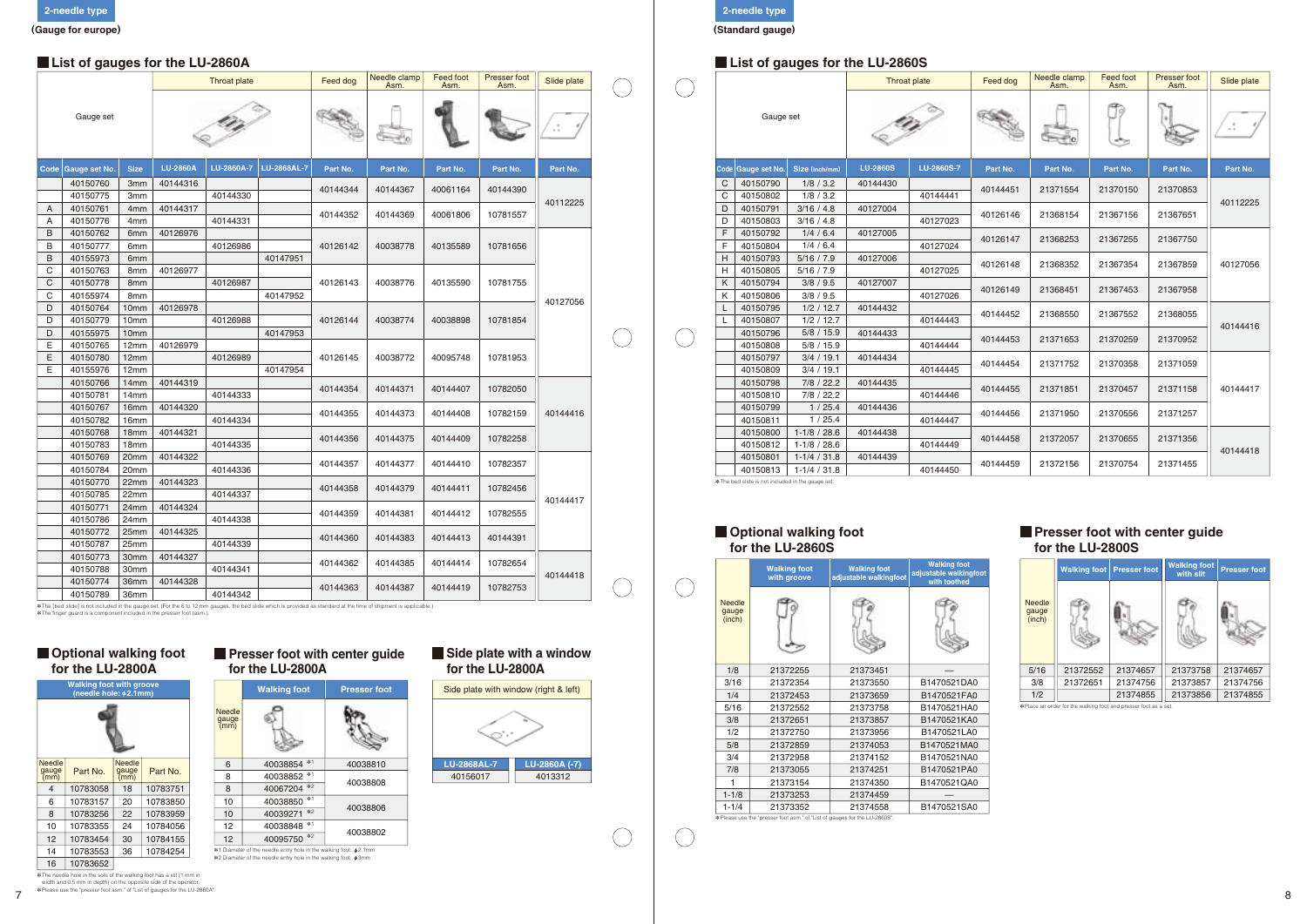2-needle type

(Gauge for europe)

## List of gauges for the LU-2860A

| Code | Gauge set No. | Size | Throat plate LU-2860A | Throat plate LU-2860A-7 | Throat plate LU-2868AL-7 | Feed dog Part No. | Needle clamp Asm. Part No. | Feed foot Asm. Part No. | Presser foot Asm. Part No. | Slide plate Part No. |
|---|---|---|---|---|---|---|---|---|---|---|
| | 40150760 | 3mm | 40144316 | | | 40144344 | 40144367 | 40061164 | 40144390 | 40112225 |
| | 40150775 | 3mm | | 40144330 | | | | | | |
| A | 40150761 | 4mm | 40144317 | | | 40144352 | 40144369 | 40061806 | 10781557 | |
| A | 40150776 | 4mm | | 40144331 | | | | | | |
| B | 40150762 | 6mm | 40126976 | | | 40126142 | 40038778 | 40135589 | 10781656 | 40127056 |
| B | 40150777 | 6mm | | 40126986 | | | | | | |
| B | 40155973 | 6mm | | | 40147951 | | | | | |
| C | 40150763 | 8mm | 40126977 | | | 40126143 | 40038776 | 40135590 | 10781755 | |
| C | 40150778 | 8mm | | 40126987 | | | | | | |
| C | 40155974 | 8mm | | | 40147952 | | | | | |
| D | 40150764 | 10mm | 40126978 | | | 40126144 | 40038774 | 40038898 | 10781854 | |
| D | 40150779 | 10mm | | 40126988 | | | | | | |
| D | 40155975 | 10mm | | | 40147953 | | | | | |
| E | 40150765 | 12mm | 40126979 | | | 40126145 | 40038772 | 40095748 | 10781953 | |
| E | 40150780 | 12mm | | 40126989 | | | | | | |
| E | 40155976 | 12mm | | | 40147954 | | | | | |
| | 40150766 | 14mm | 40144319 | | | 40144354 | 40144371 | 40144407 | 10782050 | 40144416 |
| | 40150781 | 14mm | | 40144333 | | | | | | |
| | 40150767 | 16mm | 40144320 | | | 40144355 | 40144373 | 40144408 | 10782159 | |
| | 40150782 | 16mm | | 40144334 | | | | | | |
| | 40150768 | 18mm | 40144321 | | | 40144356 | 40144375 | 40144409 | 10782258 | |
| | 40150783 | 18mm | | 40144335 | | | | | | |
| | 40150769 | 20mm | 40144322 | | | 40144357 | 40144377 | 40144410 | 10782357 | 40144417 |
| | 40150784 | 20mm | | 40144336 | | | | | | |
| | 40150770 | 22mm | 40144323 | | | 40144358 | 40144379 | 40144411 | 10782456 | |
| | 40150785 | 22mm | | 40144337 | | | | | | |
| | 40150771 | 24mm | 40144324 | | | 40144359 | 40144381 | 40144412 | 10782555 | |
| | 40150786 | 24mm | | 40144338 | | | | | | |
| | 40150772 | 25mm | 40144325 | | | 40144360 | 40144383 | 40144413 | 40144391 | |
| | 40150787 | 25mm | | 40144339 | | | | | | |
| | 40150773 | 30mm | 40144327 | | | 40144362 | 40144385 | 40144414 | 10782654 | 40144418 |
| | 40150788 | 30mm | | 40144341 | | | | | | |
| | 40150774 | 36mm | 40144328 | | | 40144363 | 40144387 | 40144419 | 10782753 | |
| | 40150789 | 36mm | | 40144342 | | | | | | |

※The [bed slide] is not included in the gauge set. (For the 6 to 12 mm gauges, the bed slide which is provided as standard at the time of shipment is applicable.)
※The finger guard is a component included in the presser foot (asm.).

## Optional walking foot for the LU-2800A

Walking foot with groove (needle hole: ϕ2.1mm)

| Needle gauge (mm) | Part No. | Needle gauge (mm) | Part No. |
|---|---|---|---|
| 4 | 10783058 | 18 | 10783751 |
| 6 | 10783157 | 20 | 10783850 |
| 8 | 10783256 | 22 | 10783959 |
| 10 | 10783355 | 24 | 10784056 |
| 12 | 10783454 | 30 | 10784155 |
| 14 | 10783553 | 36 | 10784254 |
| 16 | 10783652 | | |

※The needle hole in the sole of the walking foot has a slit (1 mm in width and 0.5 mm in depth) on the opposite side of the operator.
※Please use the "presser foot asm." of "List of gauges for the LU-2860A".

## Presser foot with center guide for the LU-2800A

| Needle gauge (mm) | Walking foot | Presser foot |
|---|---|---|
| 6 | 40038854 ※1 | 40038810 |
| 8 | 40038852 ※1 | 40038808 |
| 8 | 40067204 ※2 | |
| 10 | 40038850 ※1 | 40038806 |
| 10 | 40039271 ※2 | |
| 12 | 40038848 ※1 | 40038802 |
| 12 | 40095750 ※2 | |

※1 Diameter of the needle entry hole in the walking foot: ϕ2.1mm
※2 Diameter of the needle entry hole in the walking foot: ϕ3mm

## Side plate with a window for the LU-2800A

Side plate with window (right & left)

| LU-2868AL-7 | LU-2860A (-7) |
|---|---|
| 40156017 | 4013312 |

2-needle type

(Standard gauge)

## List of gauges for the LU-2860S

| Code | Gauge set No. | Size (inch/mm) | Throat plate LU-2860S | Throat plate LU-2860S-7 | Feed dog Part No. | Needle clamp Asm. Part No. | Feed foot Asm. Part No. | Presser foot Asm. Part No. | Slide plate Part No. |
|---|---|---|---|---|---|---|---|---|---|
| C | 40150790 | 1/8 / 3.2 | 40144430 | | 40144451 | 21371554 | 21370150 | 21370853 | 40112225 |
| C | 40150802 | 1/8 / 3.2 | | 40144441 | | | | | |
| D | 40150791 | 3/16 / 4.8 | 40127004 | | 40126146 | 21368154 | 21367156 | 21367651 | |
| D | 40150803 | 3/16 / 4.8 | | 40127023 | | | | | |
| F | 40150792 | 1/4 / 6.4 | 40127005 | | 40126147 | 21368253 | 21367255 | 21367750 | 40127056 |
| F | 40150804 | 1/4 / 6.4 | | 40127024 | | | | | |
| H | 40150793 | 5/16 / 7.9 | 40127006 | | 40126148 | 21368352 | 21367354 | 21367859 | |
| H | 40150805 | 5/16 / 7.9 | | 40127025 | | | | | |
| K | 40150794 | 3/8 / 9.5 | 40127007 | | 40126149 | 21368451 | 21367453 | 21367958 | |
| K | 40150806 | 3/8 / 9.5 | | 40127026 | | | | | |
| L | 40150795 | 1/2 / 12.7 | 40144432 | | 40144452 | 21368550 | 21367552 | 21368055 | 40144416 |
| L | 40150807 | 1/2 / 12.7 | | 40144443 | | | | | |
| | 40150796 | 5/8 / 15.9 | 40144433 | | 40144453 | 21371653 | 21370259 | 21370952 | |
| | 40150808 | 5/8 / 15.9 | | 40144444 | | | | | |
| | 40150797 | 3/4 / 19.1 | 40144434 | | 40144454 | 21371752 | 21370358 | 21371059 | 40144417 |
| | 40150809 | 3/4 / 19.1 | | 40144445 | | | | | |
| | 40150798 | 7/8 / 22.2 | 40144435 | | 40144455 | 21371851 | 21370457 | 21371158 | |
| | 40150810 | 7/8 / 22.2 | | 40144446 | | | | | |
| | 40150799 | 1 / 25.4 | 40144436 | | 40144456 | 21371950 | 21370556 | 21371257 | |
| | 40150811 | 1 / 25.4 | | 40144447 | | | | | |
| | 40150800 | 1-1/8 / 28.6 | 40144438 | | 40144458 | 21372057 | 21370655 | 21371356 | 40144418 |
| | 40150812 | 1-1/8 / 28.6 | | 40144449 | | | | | |
| | 40150801 | 1-1/4 / 31.8 | 40144439 | | 40144459 | 21372156 | 21370754 | 21371455 | |
| | 40150813 | 1-1/4 / 31.8 | | 40144450 | | | | | |

※The bed slide is not included in the gauge set.

## Optional walking foot for the LU-2860S

| Needle gauge (inch) | Walking foot with groove | Walking foot adjustable walkingfoot | Walking foot adjustable walkingfoot with toothed |
|---|---|---|---|
| 1/8 | 21372255 | 21373451 | — |
| 3/16 | 21372354 | 21373550 | B1470521DA0 |
| 1/4 | 21372453 | 21373659 | B1470521FA0 |
| 5/16 | 21372552 | 21373758 | B1470521HA0 |
| 3/8 | 21372651 | 21373857 | B1470521KA0 |
| 1/2 | 21372750 | 21373956 | B1470521LA0 |
| 5/8 | 21372859 | 21374053 | B1470521MA0 |
| 3/4 | 21372958 | 21374152 | B1470521NA0 |
| 7/8 | 21373055 | 21374251 | B1470521PA0 |
| 1 | 21373154 | 21374350 | B1470521QA0 |
| 1-1/8 | 21373253 | 21374459 | — |
| 1-1/4 | 21373352 | 21374558 | B1470521SA0 |

※Please use the "presser foot asm." of "List of gauges for the LU-2860S".

## Presser foot with center guide for the LU-2800S

| Needle gauge (inch) | Walking foot | Presser foot | Walking foot with slit | Presser foot |
|---|---|---|---|---|
| 5/16 | 21372552 | 21374657 | 21373758 | 21374657 |
| 3/8 | 21372651 | 21374756 | 21373857 | 21374756 |
| 1/2 | | 21374855 | 21373856 | 21374855 |

※Place an order for the walking foot and presser foot as a set.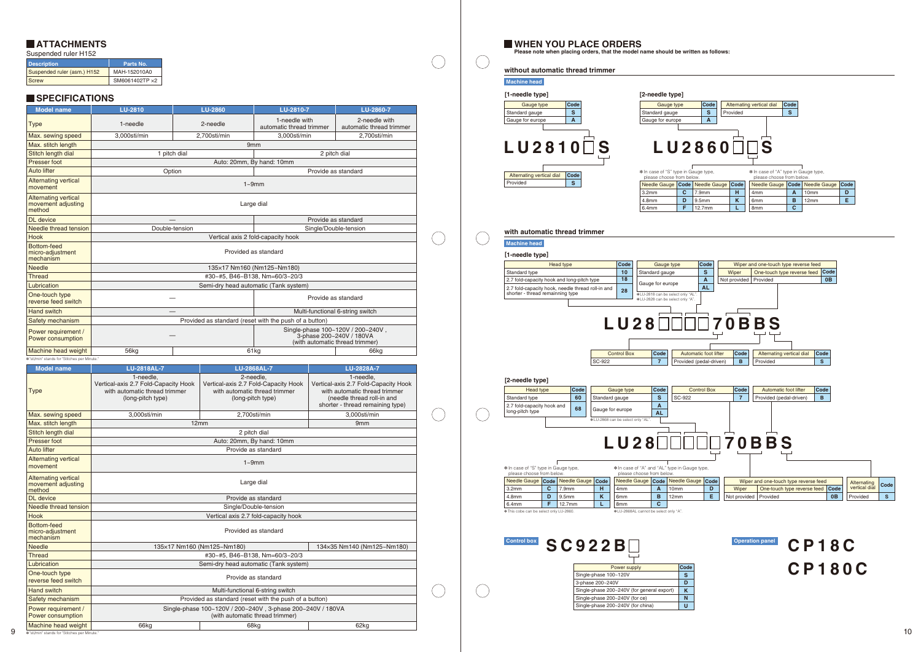## ATTACHMENTS

Suspended ruler H152

| Description | Parts No. |
|---|---|
| Suspended ruler (asm.) H152 | MAH-152010A0 |
| Screw | SM6061402TP ×2 |

## SPECIFICATIONS

| Model name | LU-2810 | LU-2860 | LU-2810-7 | LU-2860-7 |
|---|---|---|---|---|
| Type | 1-needle | 2-needle | 1-needle with automatic thread trimmer | 2-needle with automatic thread trimmer |
| Max. sewing speed | 3,000sti/min | 2,700sti/min | 3,000sti/min | 2,700sti/min |
| Max. stitch length | 9mm | | | |
| Stitch length dial | 1 pitch dial | | 2 pitch dial | |
| Presser foot | Auto: 20mm, By hand: 10mm | | | |
| Auto lifter | Option | | Provide as standard | |
| Alternating vertical movement | 1~9mm | | | |
| Alternating vertical movement adjusting method | Large dial | | | |
| DL device | — | | Provide as standard | |
| Needle thread tension | Double-tension | | Single/Double-tension | |
| Hook | Vertical axis 2 fold-capacity hook | | | |
| Bottom-feed micro-adjustment mechanism | Provided as standard | | | |
| Needle | 135×17 Nm160 (Nm125~Nm180) | | | |
| Thread | #30~#5, B46~B138, Nm=60/3~20/3 | | | |
| Lubrication | Semi-dry head automatic (Tank system) | | | |
| One-touch type reverse feed switch | — | | Provide as standard | |
| Hand switch | — | | Multi-functional 6-string switch | |
| Safety mechanism | Provided as standard (reset with the push of a button) | | | |
| Power requirement / Power consumption | — | | Single-phase 100~120V / 200~240V , 3-phase 200~240V / 180VA (with automatic thread trimmer) | |
| Machine head weight | 56kg | 61kg | | 66kg |

*"sti/min" stands for "Stitches per Minute."

| Model name | LU-2818AL-7 | LU-2868AL-7 | LU-2828A-7 |
|---|---|---|---|
| Type | 1-needle, Vertical-axis 2.7 Fold-Capacity Hook with automatic thread trimmer (long-pitch type) | 2-needle, Vertical-axis 2.7 Fold-Capacity Hook with automatic thread trimmer (long-pitch type) | 1-needle, Vertical-axis 2.7 Fold-Capacity Hook with automatic thread trimmer (needle thread roll-in and shorter - thread remaining type) |
| Max. sewing speed | 3,000sti/min | 2,700sti/min | 3,000sti/min |
| Max. stitch length | 12mm | | 9mm |
| Stitch length dial | 2 pitch dial | | |
| Presser foot | Auto: 20mm, By hand: 10mm | | |
| Auto lifter | Provide as standard | | |
| Alternating vertical movement | 1~9mm | | |
| Alternating vertical movement adjusting method | Large dial | | |
| DL device | Provide as standard | | |
| Needle thread tension | Single/Double-tension | | |
| Hook | Vertical axis 2.7 fold-capacity hook | | |
| Bottom-feed micro-adjustment mechanism | Provided as standard | | |
| Needle | 135×17 Nm160 (Nm125~Nm180) | | 134×35 Nm140 (Nm125~Nm180) |
| Thread | #30~#5, B46~B138, Nm=60/3~20/3 | | |
| Lubrication | Semi-dry head automatic (Tank system) | | |
| One-touch type reverse feed switch | Provide as standard | | |
| Hand switch | Multi-functional 6-string switch | | |
| Safety mechanism | Provided as standard (reset with the push of a button) | | |
| Power requirement / Power consumption | Single-phase 100~120V / 200~240V , 3-phase 200~240V / 180VA (with automatic thread trimmer) | | |
| Machine head weight | 66kg | 68kg | 62kg |

*"sti/min" stands for "Stitches per Minute."

## WHEN YOU PLACE ORDERS

**Please note when placing orders, that the model name should be written as follows:**

### without automatic thread trimmer

**Machine head**

**[1-needle type]**

**LU2810□S**

| Gauge type | Code |
|---|---|
| Standard gauge | S |
| Gauge for europe | A |

| Alternating vertical dial | Code |
|---|---|
| Provided | S |

**[2-needle type]**

**LU2860□□S**

| Gauge type | Code |
|---|---|
| Standard gauge | S |
| Gauge for europe | A |

| Alternating vertical dial | Code |
|---|---|
| Provided | S |

*In case of "S" type in Gauge type, please choose from below.

| Needle Gauge | Code | Needle Gauge | Code |
|---|---|---|---|
| 3.2mm | C | 7.9mm | H |
| 4.8mm | D | 9.5mm | K |
| 6.4mm | F | 12.7mm | L |

*In case of "A" type in Gauge type, please choose from below.

| Needle Gauge | Code | Needle Gauge | Code |
|---|---|---|---|
| 4mm | A | 10mm | D |
| 6mm | B | 12mm | E |
| 8mm | C | | |

### with automatic thread trimmer

**Machine head**

**[1-needle type]**

**LU28□□□□70BBS**

| Head type | Code |
|---|---|
| Standard type | 10 |
| 2.7 fold-capacity hook and long-pitch type | 18 |
| 2.7 fold-capacity hook, needle thread roll-in and shorter - thread remaining type | 28 |

| Gauge type | Code |
|---|---|
| Standard gauge | S |
| Gauge for europe | A |
| | AL |

*LU-2818 can be select only "AL".
*LU-2828 can be select only "A".

| Wiper | One-touch type reverse feed | Code |
|---|---|---|
| Not provided | Provided | 0B |

| Control Box | Code |
|---|---|
| SC-922 | 7 |

| Automatic foot lifter | Code |
|---|---|
| Provided (pedal-driven) | B |

| Alternating vertical dial | Code |
|---|---|
| Provided | S |

**[2-needle type]**

**LU28□□□□□70BBS**

| Head type | Code |
|---|---|
| Standard type | 60 |
| 2.7 fold-capacity hook and long-pitch type | 68 |

| Gauge type | Code |
|---|---|
| Standard gauge | S |
| Gauge for europe | A |
| | AL |

*LU-2868 can be select only "AL".

| Control Box | Code |
|---|---|
| SC-922 | 7 |

| Automatic foot lifter | Code |
|---|---|
| Provided (pedal-driven) | B |

*In case of "S" type in Gauge type, please choose from below.

| Needle Gauge | Code | Needle Gauge | Code |
|---|---|---|---|
| 3.2mm | C | 7.9mm | H |
| 4.8mm | D | 9.5mm | K |
| 6.4mm | F | 12.7mm | L |

*This code can be select only LU-2860.

*In case of "A" and "AL" type in Gauge type, please choose from below.

| Needle Gauge | Code | Needle Gauge | Code |
|---|---|---|---|
| 4mm | A | 10mm | D |
| 6mm | B | 12mm | E |
| 8mm | C | | |

*LU-2868AL cannot be select only "A".

| Wiper | One-touch type reverse feed | Code |
|---|---|---|
| Not provided | Provided | 0B |

| Alternating vertical dial | Code |
|---|---|
| Provided | S |

**Control box** **SC922B□**

| Power supply | Code |
|---|---|
| Single-phase 100~120V | S |
| 3-phase 200~240V | D |
| Single-phase 200~240V (for general export) | K |
| Single-phase 200~240V (for ce) | N |
| Single-phase 200~240V (for china) | U |

**Operation panel** **CP18C**
**CP180C**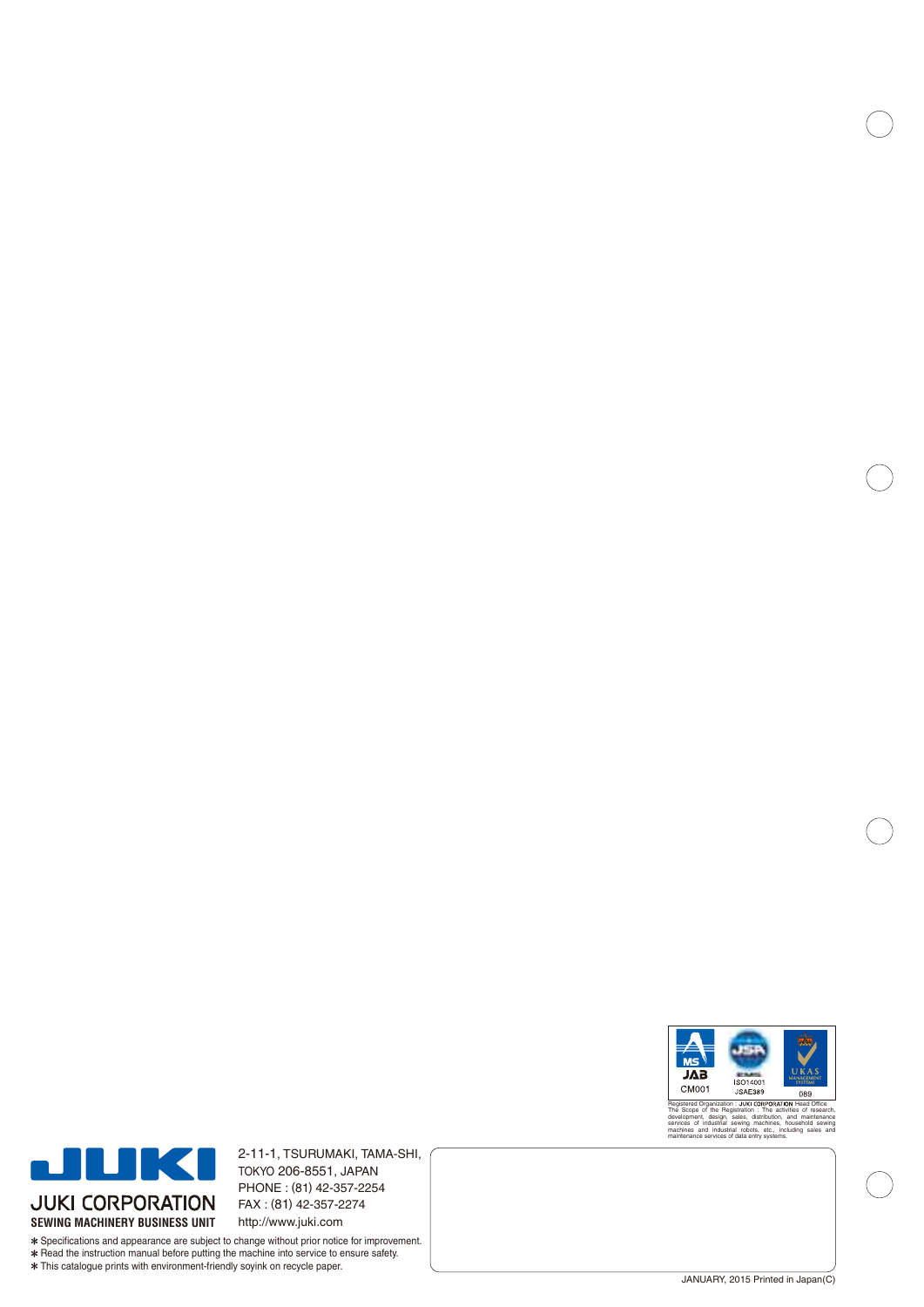CM001

ISO14001
JSAE389

089

Registered Organization : JUKI CORPORATION Head Office
The Scope of the Registration : The activities of research, development, design, sales, distribution, and maintenance services of industrial sewing machines, household sewing machines and industrial robots, etc., including sales and maintenance services of data entry systems.

JUKI CORPORATION
SEWING MACHINERY BUSINESS UNIT

2-11-1, TSURUMAKI, TAMA-SHI,
TOKYO 206-8551, JAPAN
PHONE : (81) 42-357-2254
FAX : (81) 42-357-2274
http://www.juki.com

* Specifications and appearance are subject to change without prior notice for improvement.
* Read the instruction manual before putting the machine into service to ensure safety.
* This catalogue prints with environment-friendly soyink on recycle paper.

JANUARY, 2015 Printed in Japan(C)